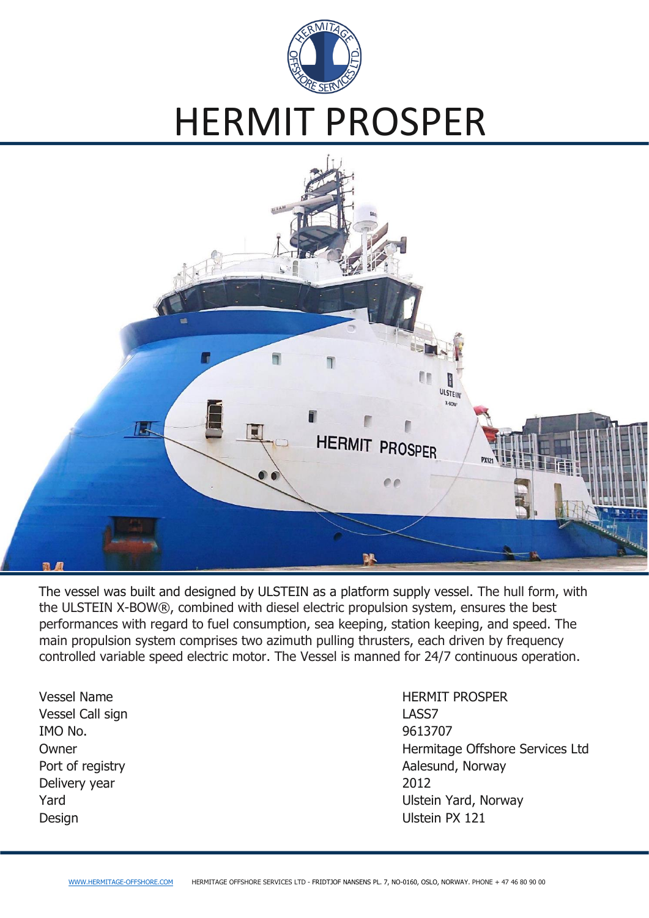# HERMIT PROSPER

The vessel was built and designed by ULSTEIN as a platform supply vessel. The hull form, with the ULSTEIN X-BOW®, combined with diesel electric propulsion system, ensures the best performances with regard to fuel consumption, sea keeping, station keeping, and speed. The main propulsion system comprises two azimuth pulling thrusters, each driven by frequency controlled variable speed electric motor. The Vessel is manned for 24/7 continuous operation.

| | |
|---|---|
| Vessel Name | HERMIT PROSPER |
| Vessel Call sign | LASS7 |
| IMO No. | 9613707 |
| Owner | Hermitage Offshore Services Ltd |
| Port of registry | Aalesund, Norway |
| Delivery year | 2012 |
| Yard | Ulstein Yard, Norway |
| Design | Ulstein PX 121 |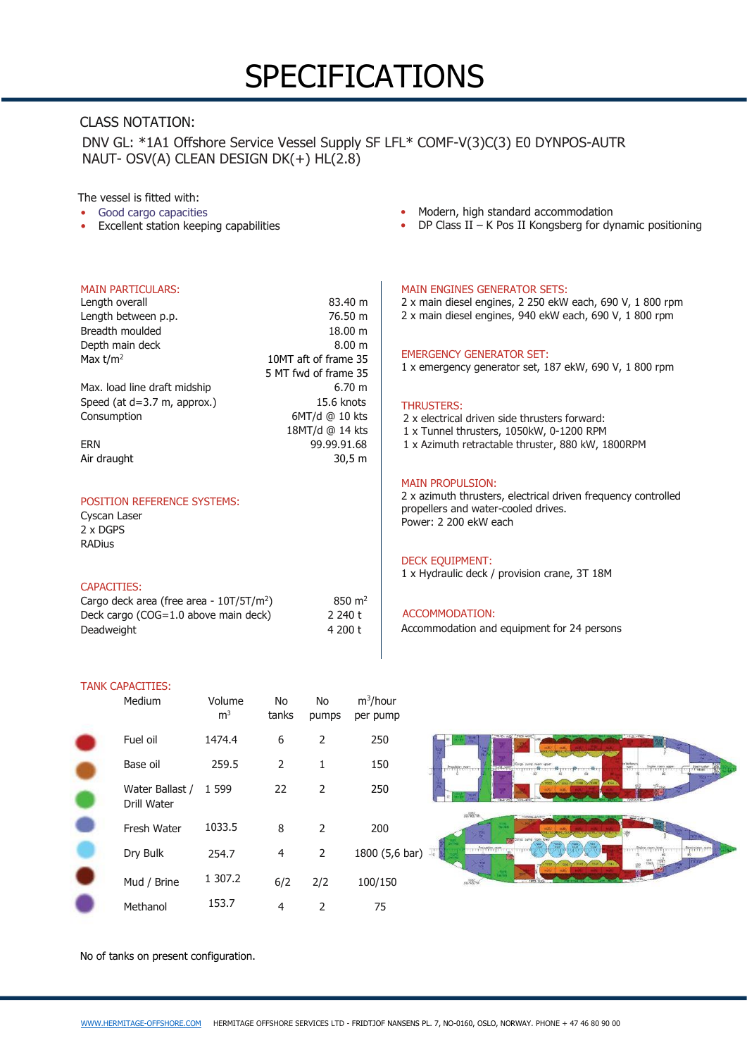# SPECIFICATIONS

CLASS NOTATION:

DNV GL: *1A1 Offshore Service Vessel Supply SF LFL* COMF-V(3)C(3) E0 DYNPOS-AUTR NAUT- OSV(A) CLEAN DESIGN DK(+) HL(2.8)

The vessel is fitted with:

- Good cargo capacities
- Excellent station keeping capabilities
- Modern, high standard accommodation
- DP Class II – K Pos II Kongsberg for dynamic positioning

MAIN PARTICULARS:

| | |
|---|---|
| Length overall | 83.40 m |
| Length between p.p. | 76.50 m |
| Breadth moulded | 18.00 m |
| Depth main deck | 8.00 m |
| Max t/m² | 10MT aft of frame 35<br>5 MT fwd of frame 35 |
| Max. load line draft midship | 6.70 m |
| Speed (at d=3.7 m, approx.) | 15.6 knots |
| Consumption | 6MT/d @ 10 kts<br>18MT/d @ 14 kts |
| ERN | 99.99.91.68 |
| Air draught | 30,5 m |

POSITION REFERENCE SYSTEMS:

Cyscan Laser
2 x DGPS
RADius

CAPACITIES:

| | |
|---|---|
| Cargo deck area (free area - 10T/5T/m²) | 850 m² |
| Deck cargo (COG=1.0 above main deck) | 2 240 t |
| Deadweight | 4 200 t |

MAIN ENGINES GENERATOR SETS:

2 x main diesel engines, 2 250 ekW each, 690 V, 1 800 rpm
2 x main diesel engines, 940 ekW each, 690 V, 1 800 rpm

EMERGENCY GENERATOR SET:

1 x emergency generator set, 187 ekW, 690 V, 1 800 rpm

THRUSTERS:

2 x electrical driven side thrusters forward:
1 x Tunnel thrusters, 1050kW, 0-1200 RPM
1 x Azimuth retractable thruster, 880 kW, 1800RPM

MAIN PROPULSION:

2 x azimuth thrusters, electrical driven frequency controlled propellers and water-cooled drives.
Power: 2 200 ekW each

DECK EQUIPMENT:

1 x Hydraulic deck / provision crane, 3T 18M

ACCOMMODATION:

Accommodation and equipment for 24 persons

TANK CAPACITIES:

| Medium | Volume m³ | No tanks | No pumps | m³/hour per pump |
|---|---|---|---|---|
| Fuel oil | 1474.4 | 6 | 2 | 250 |
| Base oil | 259.5 | 2 | 1 | 150 |
| Water Ballast / Drill Water | 1 599 | 22 | 2 | 250 |
| Fresh Water | 1033.5 | 8 | 2 | 200 |
| Dry Bulk | 254.7 | 4 | 2 | 1800 (5,6 bar) |
| Mud / Brine | 1 307.2 | 6/2 | 2/2 | 100/150 |
| Methanol | 153.7 | 4 | 2 | 75 |

No of tanks on present configuration.

WWW.HERMITAGE-OFFSHORE.COM HERMITAGE OFFSHORE SERVICES LTD - FRIDTJOF NANSENS PL. 7, NO-0160, OSLO, NORWAY. PHONE + 47 46 80 90 00